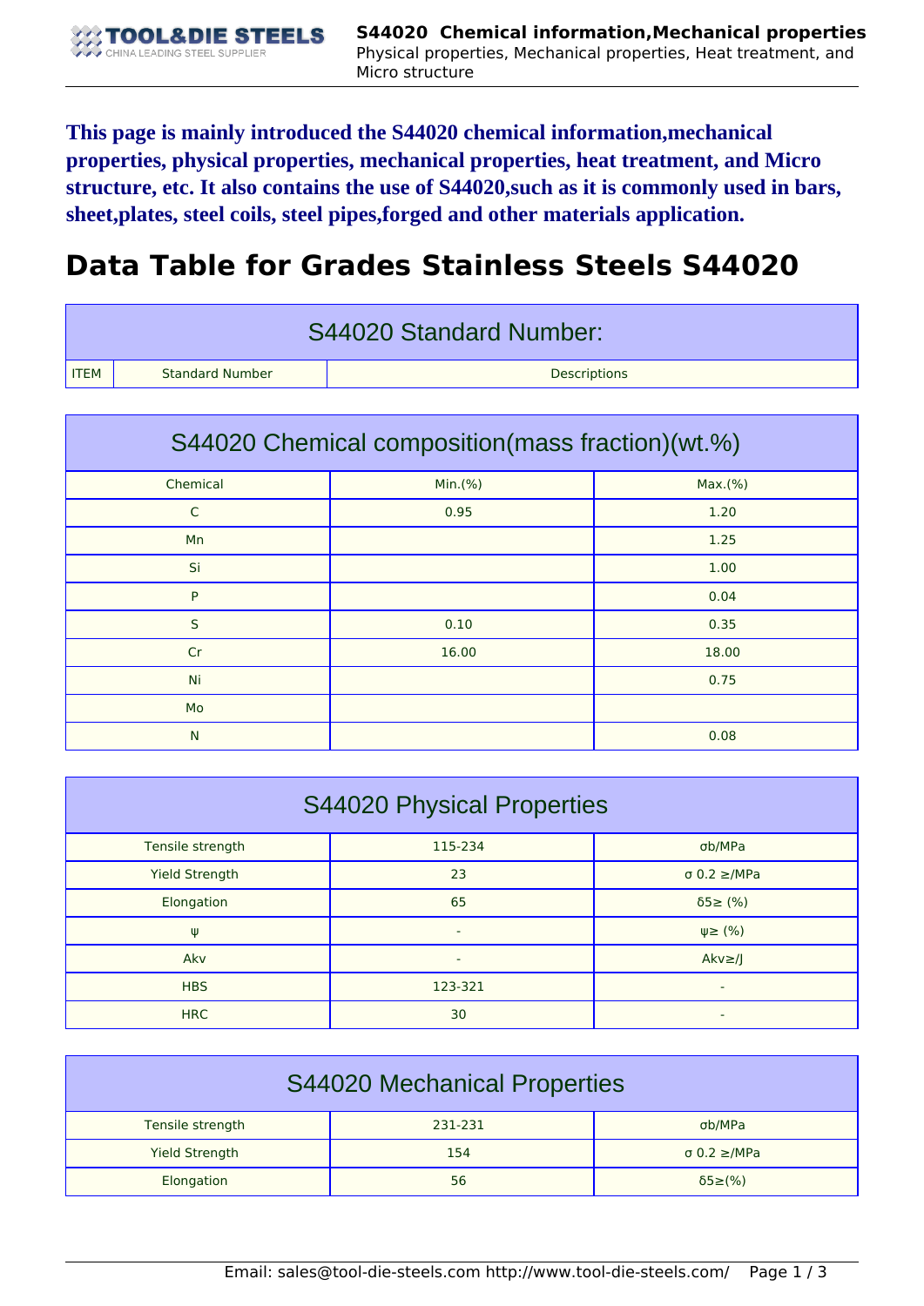**This page is mainly introduced the S44020 chemical information,mechanical properties, physical properties, mechanical properties, heat treatment, and Micro structure, etc. It also contains the use of S44020,such as it is commonly used in bars, sheet,plates, steel coils, steel pipes,forged and other materials application.**

# Data Table for Grades Stainless Steels S44020

| S44020 Standard Number: | | |
|---|---|---|
| ITEM | Standard Number | Descriptions |

| S44020 Chemical composition(mass fraction)(wt.%) | | |
|---|---|---|
| Chemical | Min.(%) | Max.(%) |
| C | 0.95 | 1.20 |
| Mn | | 1.25 |
| Si | | 1.00 |
| P | | 0.04 |
| S | 0.10 | 0.35 |
| Cr | 16.00 | 18.00 |
| Ni | | 0.75 |
| Mo | | |
| N | | 0.08 |

| S44020 Physical Properties | | |
|---|---|---|
| Tensile strength | 115-234 | σb/MPa |
| Yield Strength | 23 | σ 0.2 ≥/MPa |
| Elongation | 65 | δ5≥ (%) |
| ψ | - | ψ≥ (%) |
| Akv | - | Akv≥/J |
| HBS | 123-321 | - |
| HRC | 30 | - |

| S44020 Mechanical Properties | | |
|---|---|---|
| Tensile strength | 231-231 | σb/MPa |
| Yield Strength | 154 | σ 0.2 ≥/MPa |
| Elongation | 56 | δ5≥(%) |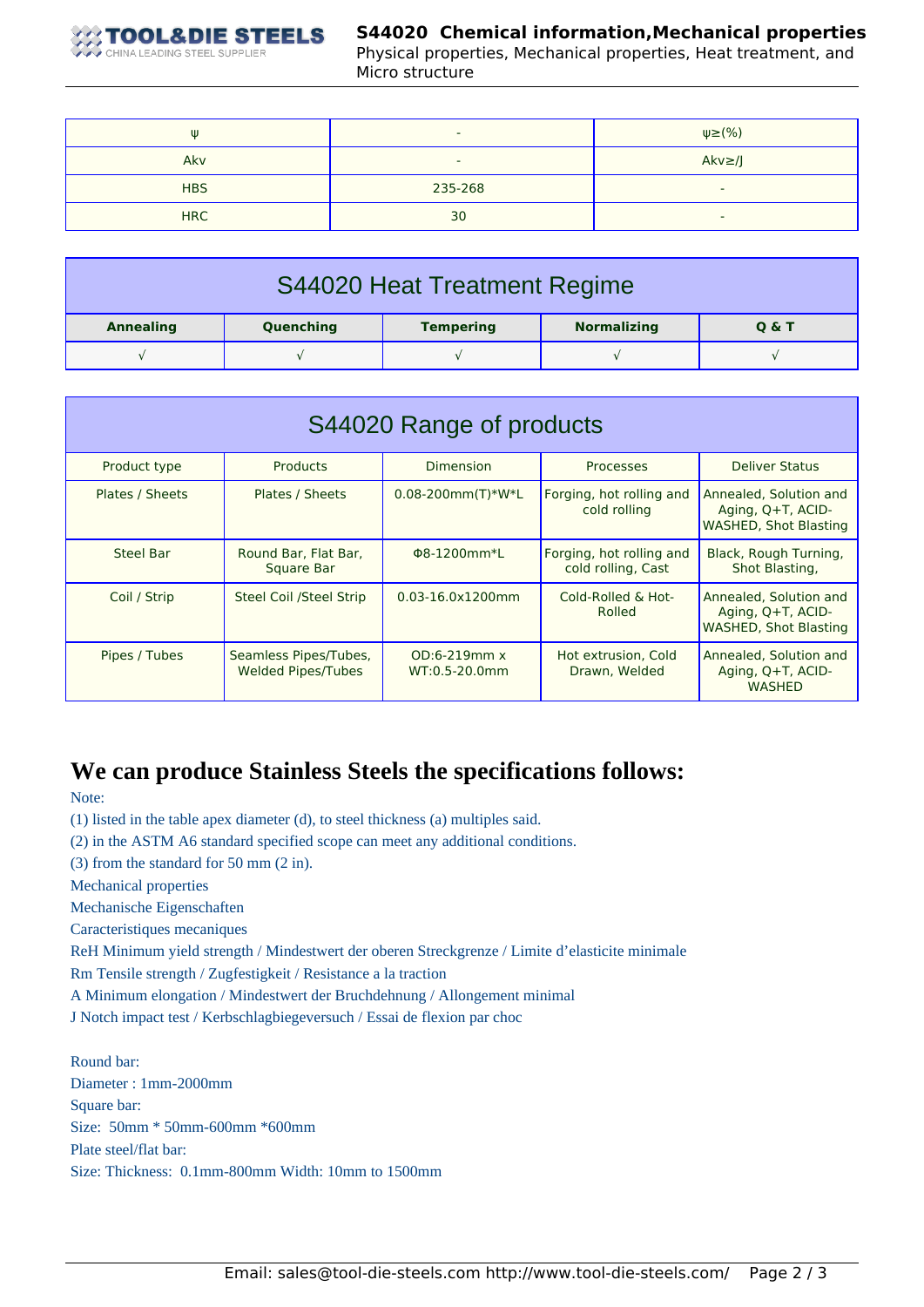| ψ | - | ψ≥(%) |
| --- | --- | --- |
| Akv | - | Akv≥/J |
| HBS | 235-268 | - |
| HRC | 30 | - |

## S44020 Heat Treatment Regime

| Annealing | Quenching | Tempering | Normalizing | Q & T |
| --- | --- | --- | --- | --- |
| √ | √ | √ | √ | √ |

## S44020 Range of products

| Product type | Products | Dimension | Processes | Deliver Status |
| --- | --- | --- | --- | --- |
| Plates / Sheets | Plates / Sheets | 0.08-200mm(T)*W*L | Forging, hot rolling and cold rolling | Annealed, Solution and Aging, Q+T, ACID-WASHED, Shot Blasting |
| Steel Bar | Round Bar, Flat Bar, Square Bar | Φ8-1200mm*L | Forging, hot rolling and cold rolling, Cast | Black, Rough Turning, Shot Blasting, |
| Coil / Strip | Steel Coil /Steel Strip | 0.03-16.0x1200mm | Cold-Rolled & Hot-Rolled | Annealed, Solution and Aging, Q+T, ACID-WASHED, Shot Blasting |
| Pipes / Tubes | Seamless Pipes/Tubes, Welded Pipes/Tubes | OD:6-219mm x WT:0.5-20.0mm | Hot extrusion, Cold Drawn, Welded | Annealed, Solution and Aging, Q+T, ACID-WASHED |

## We can produce Stainless Steels the specifications follows:

Note:

(1) listed in the table apex diameter (d), to steel thickness (a) multiples said.

(2) in the ASTM A6 standard specified scope can meet any additional conditions.

(3) from the standard for 50 mm (2 in).

Mechanical properties

Mechanische Eigenschaften

Caracteristiques mecaniques

ReH Minimum yield strength / Mindestwert der oberen Streckgrenze / Limite d’elasticite minimale

Rm Tensile strength / Zugfestigkeit / Resistance a la traction

A Minimum elongation / Mindestwert der Bruchdehnung / Allongement minimal

J Notch impact test / Kerbschlagbiegeversuch / Essai de flexion par choc

Round bar:

Diameter : 1mm-2000mm

Square bar:

Size: 50mm * 50mm-600mm *600mm

Plate steel/flat bar:

Size: Thickness: 0.1mm-800mm Width: 10mm to 1500mm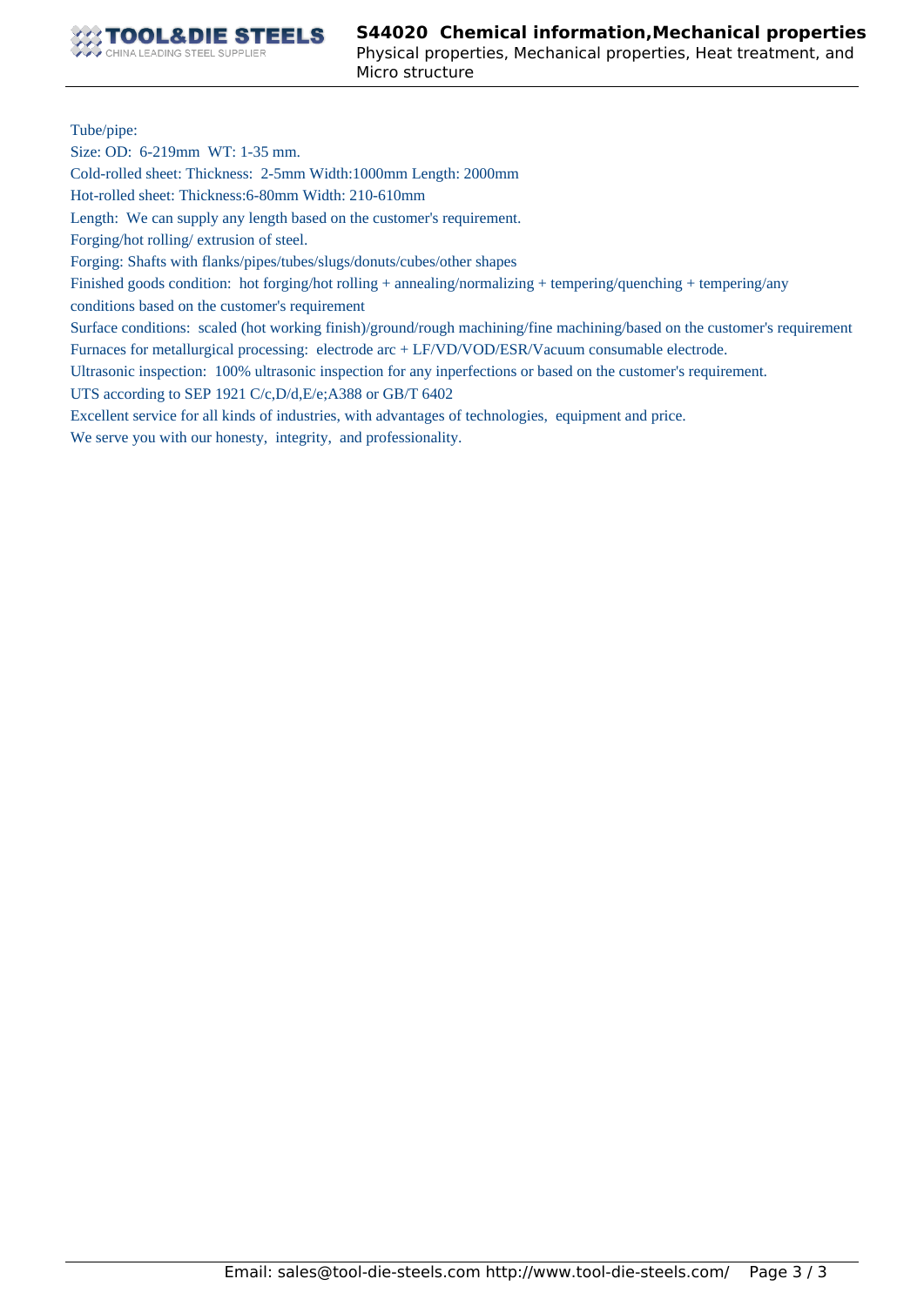Tube/pipe:

Size: OD: 6-219mm WT: 1-35 mm.

Cold-rolled sheet: Thickness: 2-5mm Width:1000mm Length: 2000mm

Hot-rolled sheet: Thickness:6-80mm Width: 210-610mm

Length: We can supply any length based on the customer's requirement.

Forging/hot rolling/ extrusion of steel.

Forging: Shafts with flanks/pipes/tubes/slugs/donuts/cubes/other shapes

Finished goods condition: hot forging/hot rolling + annealing/normalizing + tempering/quenching + tempering/any conditions based on the customer's requirement

Surface conditions: scaled (hot working finish)/ground/rough machining/fine machining/based on the customer's requirement

Furnaces for metallurgical processing: electrode arc + LF/VD/VOD/ESR/Vacuum consumable electrode.

Ultrasonic inspection: 100% ultrasonic inspection for any inperfections or based on the customer's requirement.

UTS according to SEP 1921 C/c,D/d,E/e;A388 or GB/T 6402

Excellent service for all kinds of industries, with advantages of technologies, equipment and price.

We serve you with our honesty, integrity, and professionality.